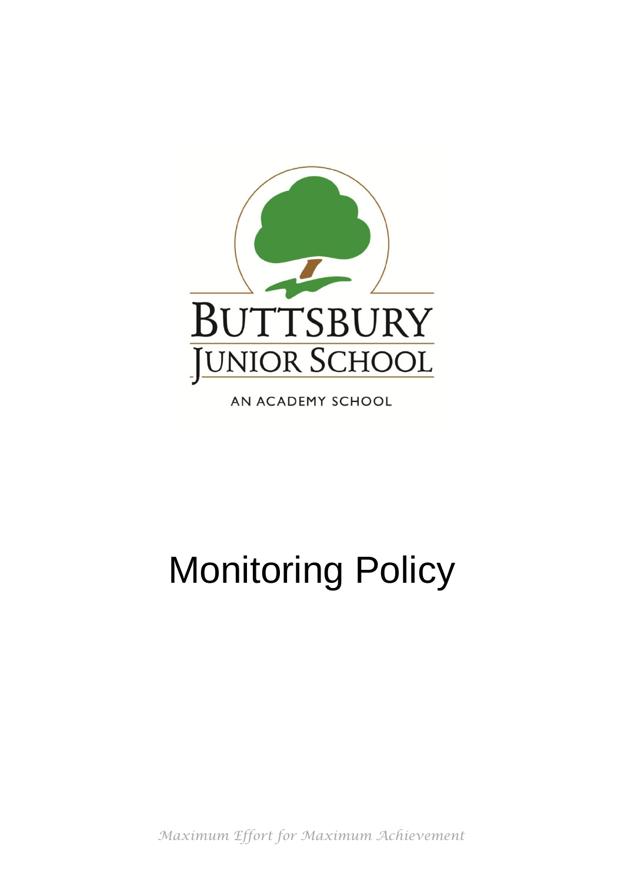BUTTSBURY

JUNIOR SCHOOL

AN ACADEMY SCHOOL

# Monitoring Policy

*Maximum Effort for Maximum Achievement*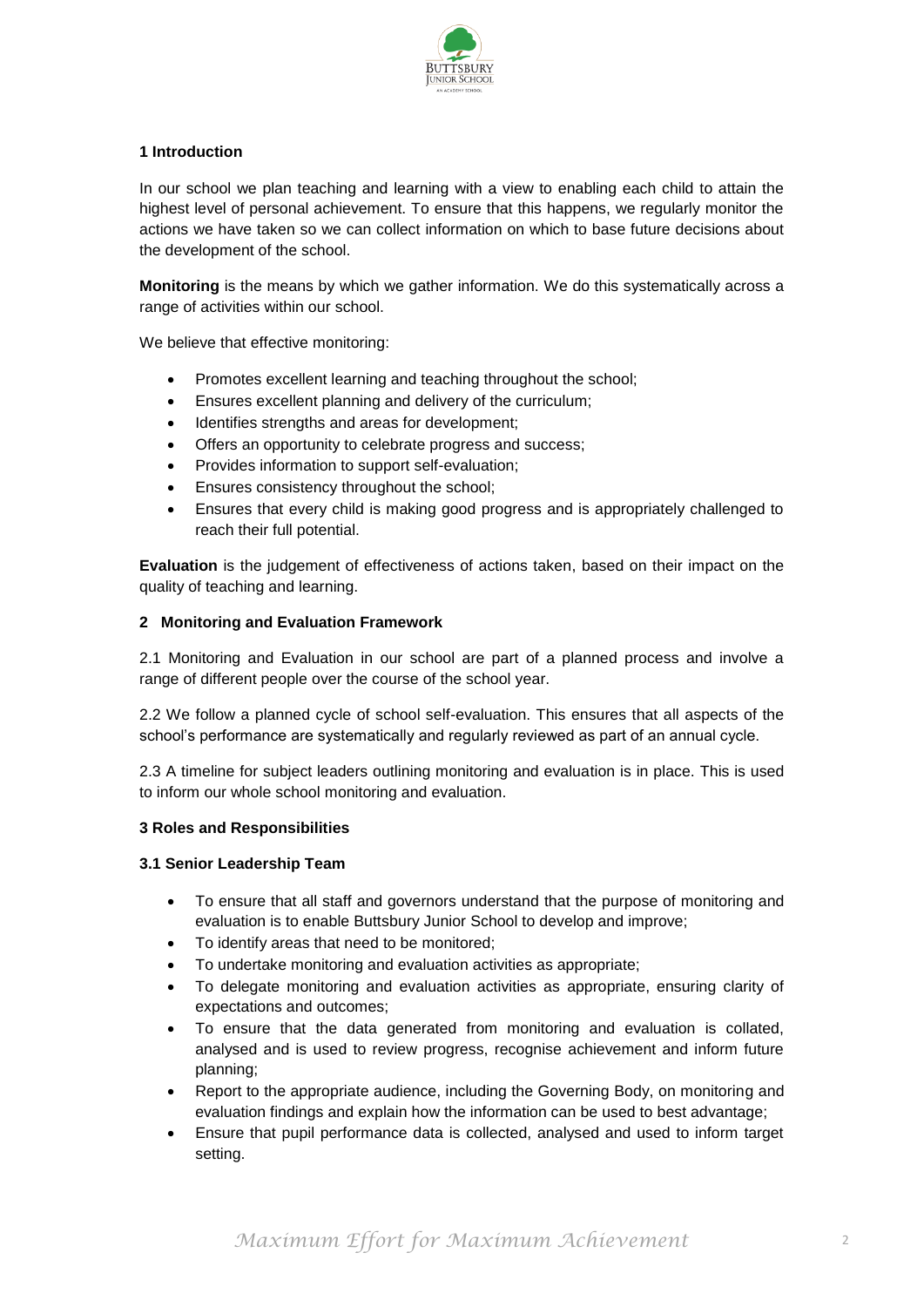## 1 Introduction

In our school we plan teaching and learning with a view to enabling each child to attain the highest level of personal achievement. To ensure that this happens, we regularly monitor the actions we have taken so we can collect information on which to base future decisions about the development of the school.

**Monitoring** is the means by which we gather information. We do this systematically across a range of activities within our school.

We believe that effective monitoring:

- Promotes excellent learning and teaching throughout the school;
- Ensures excellent planning and delivery of the curriculum;
- Identifies strengths and areas for development;
- Offers an opportunity to celebrate progress and success;
- Provides information to support self-evaluation;
- Ensures consistency throughout the school;
- Ensures that every child is making good progress and is appropriately challenged to reach their full potential.

**Evaluation** is the judgement of effectiveness of actions taken, based on their impact on the quality of teaching and learning.

## 2 Monitoring and Evaluation Framework

2.1 Monitoring and Evaluation in our school are part of a planned process and involve a range of different people over the course of the school year.

2.2 We follow a planned cycle of school self-evaluation. This ensures that all aspects of the school's performance are systematically and regularly reviewed as part of an annual cycle.

2.3 A timeline for subject leaders outlining monitoring and evaluation is in place. This is used to inform our whole school monitoring and evaluation.

## 3 Roles and Responsibilities

### 3.1 Senior Leadership Team

- To ensure that all staff and governors understand that the purpose of monitoring and evaluation is to enable Buttsbury Junior School to develop and improve;
- To identify areas that need to be monitored;
- To undertake monitoring and evaluation activities as appropriate;
- To delegate monitoring and evaluation activities as appropriate, ensuring clarity of expectations and outcomes;
- To ensure that the data generated from monitoring and evaluation is collated, analysed and is used to review progress, recognise achievement and inform future planning;
- Report to the appropriate audience, including the Governing Body, on monitoring and evaluation findings and explain how the information can be used to best advantage;
- Ensure that pupil performance data is collected, analysed and used to inform target setting.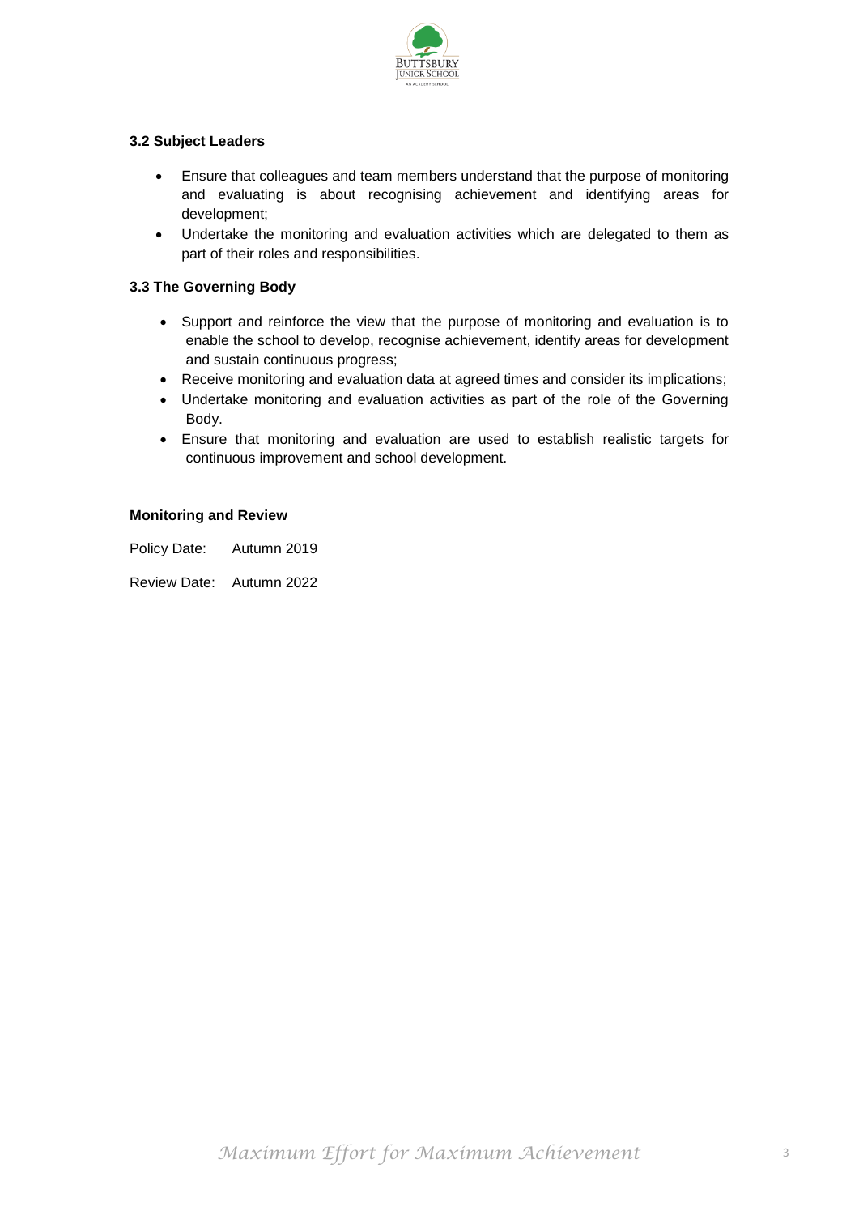### 3.2 Subject Leaders

- Ensure that colleagues and team members understand that the purpose of monitoring and evaluating is about recognising achievement and identifying areas for development;
- Undertake the monitoring and evaluation activities which are delegated to them as part of their roles and responsibilities.

### 3.3 The Governing Body

- Support and reinforce the view that the purpose of monitoring and evaluation is to enable the school to develop, recognise achievement, identify areas for development and sustain continuous progress;
- Receive monitoring and evaluation data at agreed times and consider its implications;
- Undertake monitoring and evaluation activities as part of the role of the Governing Body.
- Ensure that monitoring and evaluation are used to establish realistic targets for continuous improvement and school development.

### Monitoring and Review

Policy Date: Autumn 2019

Review Date: Autumn 2022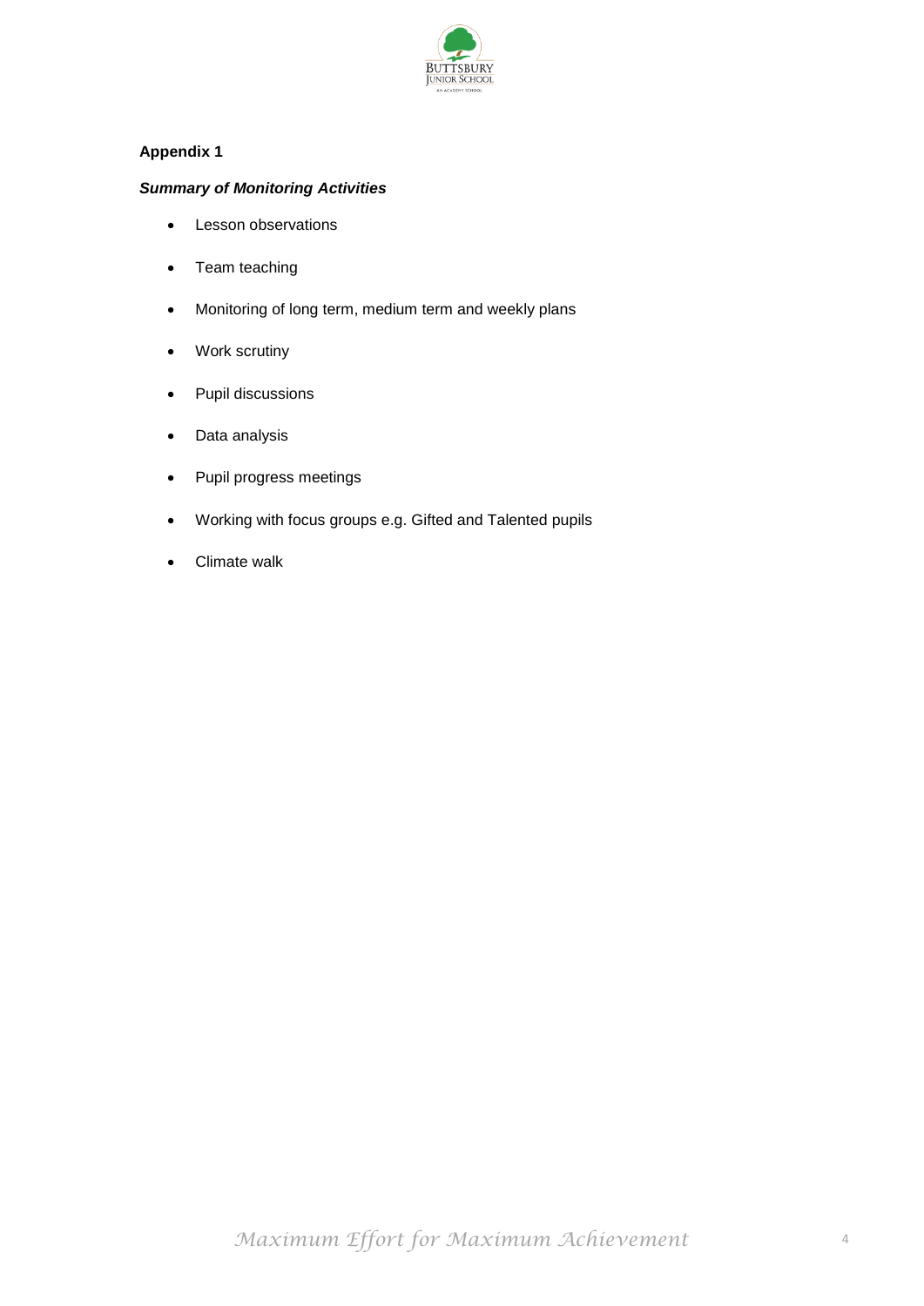**Appendix 1**

***Summary of Monitoring Activities***

- Lesson observations
- Team teaching
- Monitoring of long term, medium term and weekly plans
- Work scrutiny
- Pupil discussions
- Data analysis
- Pupil progress meetings
- Working with focus groups e.g. Gifted and Talented pupils
- Climate walk